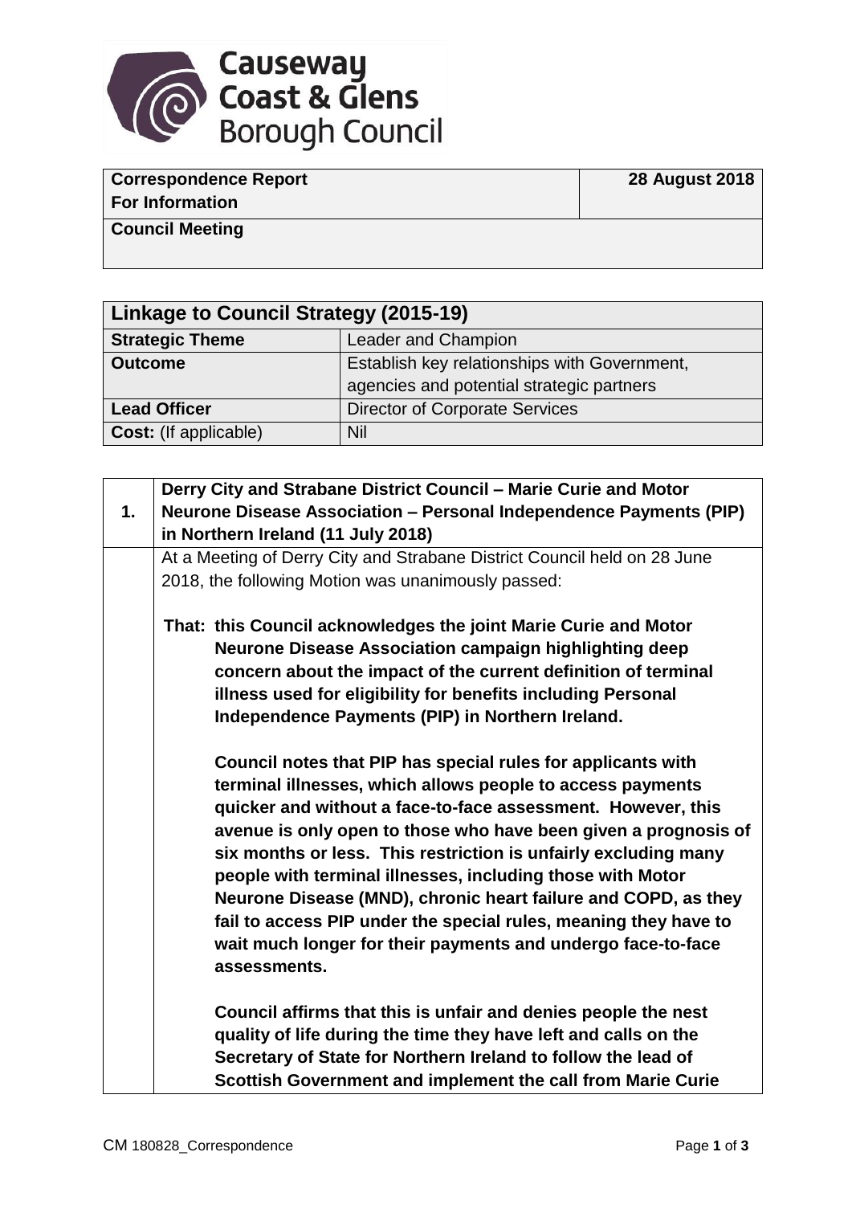Causeway Coast & Glens Borough Council

| | |
|---|---|
| **Correspondence Report** <br> **For Information** | **28 August 2018** |
| **Council Meeting** | |

| Linkage to Council Strategy (2015-19) | |
|---|---|
| **Strategic Theme** | Leader and Champion |
| **Outcome** | Establish key relationships with Government, agencies and potential strategic partners |
| **Lead Officer** | Director of Corporate Services |
| **Cost:** (If applicable) | Nil |

**1. Derry City and Strabane District Council – Marie Curie and Motor Neurone Disease Association – Personal Independence Payments (PIP) in Northern Ireland (11 July 2018)**

At a Meeting of Derry City and Strabane District Council held on 28 June 2018, the following Motion was unanimously passed:

**That: this Council acknowledges the joint Marie Curie and Motor Neurone Disease Association campaign highlighting deep concern about the impact of the current definition of terminal illness used for eligibility for benefits including Personal Independence Payments (PIP) in Northern Ireland.**

**Council notes that PIP has special rules for applicants with terminal illnesses, which allows people to access payments quicker and without a face-to-face assessment. However, this avenue is only open to those who have been given a prognosis of six months or less. This restriction is unfairly excluding many people with terminal illnesses, including those with Motor Neurone Disease (MND), chronic heart failure and COPD, as they fail to access PIP under the special rules, meaning they have to wait much longer for their payments and undergo face-to-face assessments.**

**Council affirms that this is unfair and denies people the nest quality of life during the time they have left and calls on the Secretary of State for Northern Ireland to follow the lead of Scottish Government and implement the call from Marie Curie**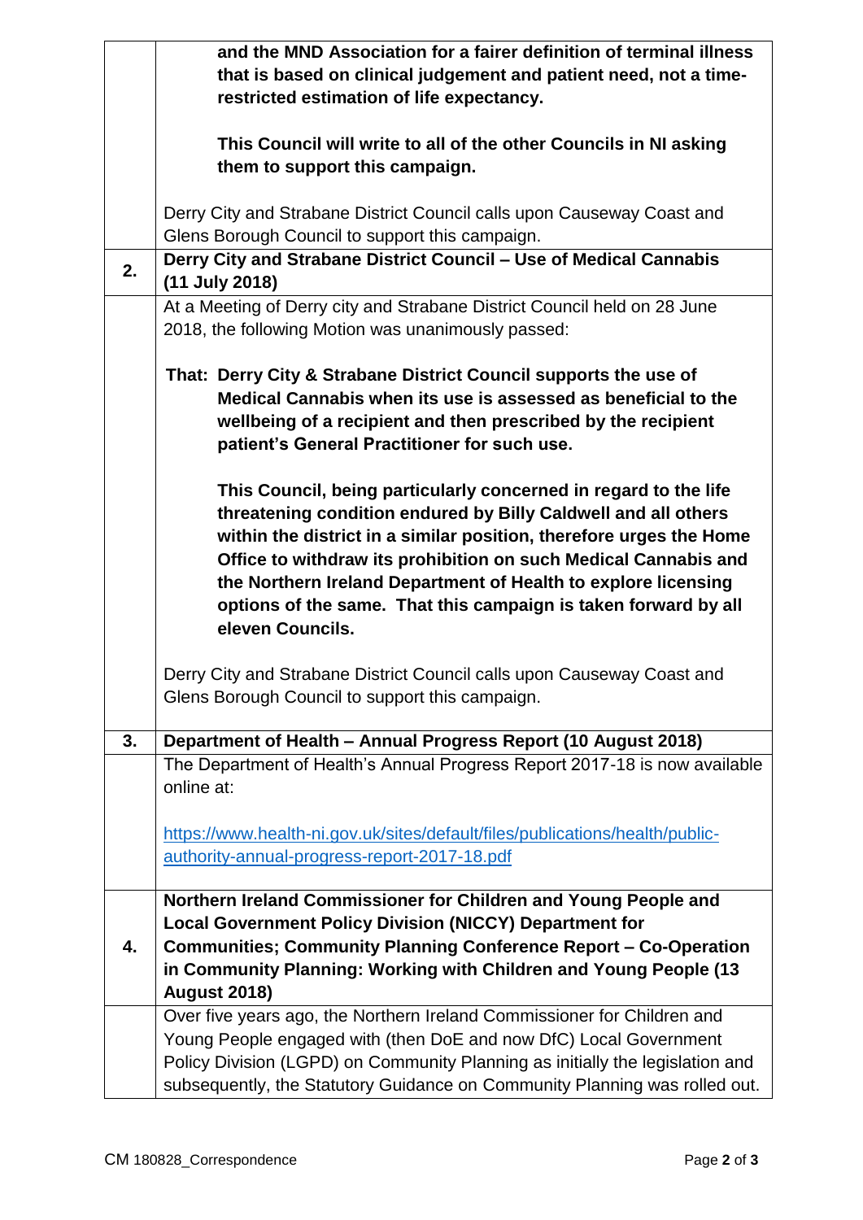| | |
|---|---|
| | **and the MND Association for a fairer definition of terminal illness that is based on clinical judgement and patient need, not a time-restricted estimation of life expectancy.**<br><br>**This Council will write to all of the other Councils in NI asking them to support this campaign.**<br><br>Derry City and Strabane District Council calls upon Causeway Coast and Glens Borough Council to support this campaign. |
| **2.** | **Derry City and Strabane District Council – Use of Medical Cannabis (11 July 2018)** |
| | At a Meeting of Derry city and Strabane District Council held on 28 June 2018, the following Motion was unanimously passed:<br><br>**That: Derry City & Strabane District Council supports the use of Medical Cannabis when its use is assessed as beneficial to the wellbeing of a recipient and then prescribed by the recipient patient's General Practitioner for such use.**<br><br>**This Council, being particularly concerned in regard to the life threatening condition endured by Billy Caldwell and all others within the district in a similar position, therefore urges the Home Office to withdraw its prohibition on such Medical Cannabis and the Northern Ireland Department of Health to explore licensing options of the same. That this campaign is taken forward by all eleven Councils.**<br><br>Derry City and Strabane District Council calls upon Causeway Coast and Glens Borough Council to support this campaign. |
| **3.** | **Department of Health – Annual Progress Report (10 August 2018)** |
| | The Department of Health's Annual Progress Report 2017-18 is now available online at:<br><br>https://www.health-ni.gov.uk/sites/default/files/publications/health/public-authority-annual-progress-report-2017-18.pdf |
| **4.** | **Northern Ireland Commissioner for Children and Young People and Local Government Policy Division (NICCY) Department for Communities; Community Planning Conference Report – Co-Operation in Community Planning: Working with Children and Young People (13 August 2018)** |
| | Over five years ago, the Northern Ireland Commissioner for Children and Young People engaged with (then DoE and now DfC) Local Government Policy Division (LGPD) on Community Planning as initially the legislation and subsequently, the Statutory Guidance on Community Planning was rolled out. |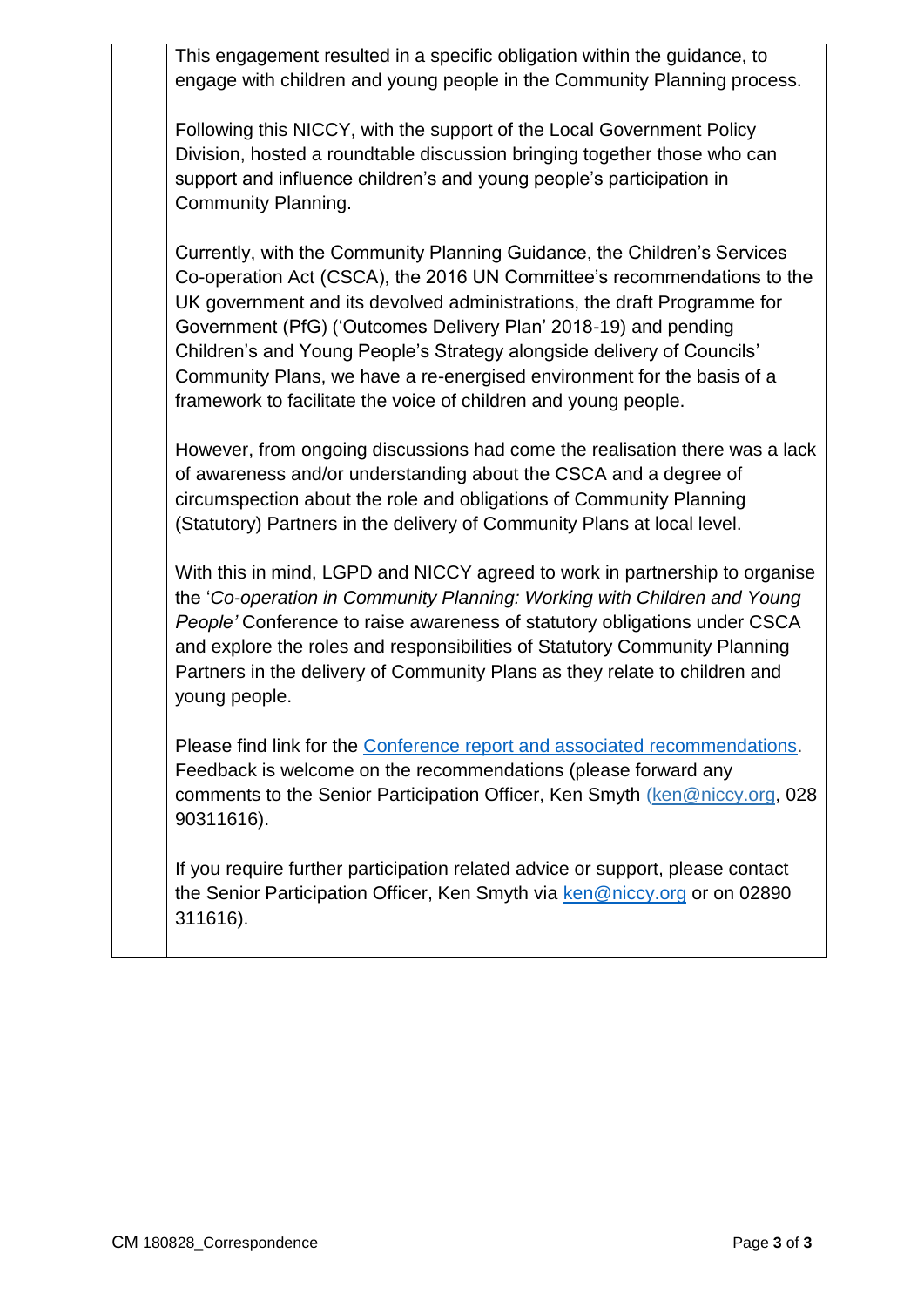This engagement resulted in a specific obligation within the guidance, to engage with children and young people in the Community Planning process.

Following this NICCY, with the support of the Local Government Policy Division, hosted a roundtable discussion bringing together those who can support and influence children's and young people's participation in Community Planning.

Currently, with the Community Planning Guidance, the Children's Services Co-operation Act (CSCA), the 2016 UN Committee's recommendations to the UK government and its devolved administrations, the draft Programme for Government (PfG) ('Outcomes Delivery Plan' 2018-19) and pending Children's and Young People's Strategy alongside delivery of Councils' Community Plans, we have a re-energised environment for the basis of a framework to facilitate the voice of children and young people.

However, from ongoing discussions had come the realisation there was a lack of awareness and/or understanding about the CSCA and a degree of circumspection about the role and obligations of Community Planning (Statutory) Partners in the delivery of Community Plans at local level.

With this in mind, LGPD and NICCY agreed to work in partnership to organise the '*Co-operation in Community Planning: Working with Children and Young People'* Conference to raise awareness of statutory obligations under CSCA and explore the roles and responsibilities of Statutory Community Planning Partners in the delivery of Community Plans as they relate to children and young people.

Please find link for the Conference report and associated recommendations. Feedback is welcome on the recommendations (please forward any comments to the Senior Participation Officer, Ken Smyth (ken@niccy.org, 028 90311616).

If you require further participation related advice or support, please contact the Senior Participation Officer, Ken Smyth via ken@niccy.org or on 02890 311616).